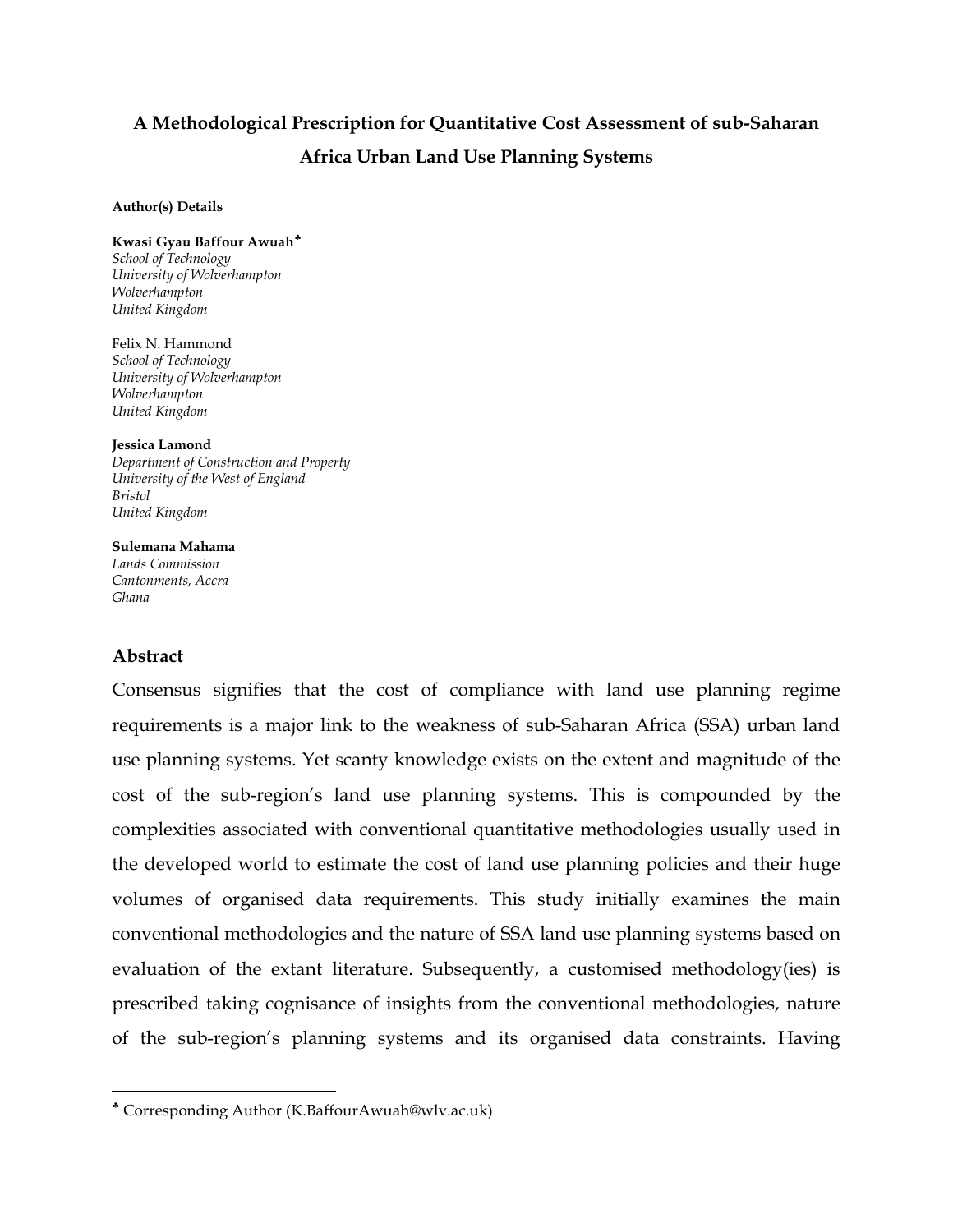# A Methodological Prescription for Quantitative Cost Assessment of sub-Saharan Africa Urban Land Use Planning Systems

**Author(s) Details**

**Kwasi Gyau Baffour Awuah**[♣]
*School of Technology*
*University of Wolverhampton*
*Wolverhampton*
*United Kingdom*

Felix N. Hammond
*School of Technology*
*University of Wolverhampton*
*Wolverhampton*
*United Kingdom*

**Jessica Lamond**
*Department of Construction and Property*
*University of the West of England*
*Bristol*
*United Kingdom*

**Sulemana Mahama**
*Lands Commission*
*Cantonments, Accra*
*Ghana*

## Abstract

Consensus signifies that the cost of compliance with land use planning regime requirements is a major link to the weakness of sub-Saharan Africa (SSA) urban land use planning systems. Yet scanty knowledge exists on the extent and magnitude of the cost of the sub-region's land use planning systems. This is compounded by the complexities associated with conventional quantitative methodologies usually used in the developed world to estimate the cost of land use planning policies and their huge volumes of organised data requirements. This study initially examines the main conventional methodologies and the nature of SSA land use planning systems based on evaluation of the extant literature. Subsequently, a customised methodology(ies) is prescribed taking cognisance of insights from the conventional methodologies, nature of the sub-region's planning systems and its organised data constraints. Having

[♣] Corresponding Author (K.BaffourAwuah@wlv.ac.uk)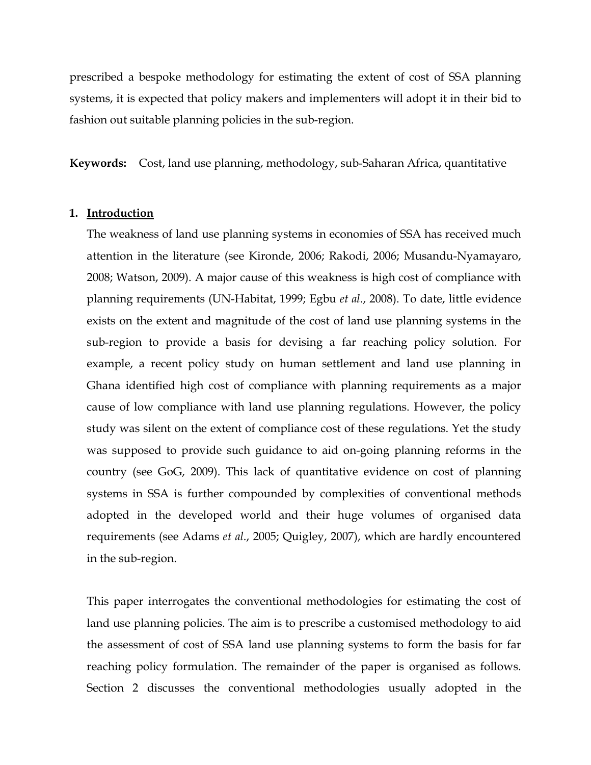prescribed a bespoke methodology for estimating the extent of cost of SSA planning systems, it is expected that policy makers and implementers will adopt it in their bid to fashion out suitable planning policies in the sub-region.

**Keywords:** Cost, land use planning, methodology, sub-Saharan Africa, quantitative

## 1. Introduction

The weakness of land use planning systems in economies of SSA has received much attention in the literature (see Kironde, 2006; Rakodi, 2006; Musandu-Nyamayaro, 2008; Watson, 2009). A major cause of this weakness is high cost of compliance with planning requirements (UN-Habitat, 1999; Egbu *et al*., 2008). To date, little evidence exists on the extent and magnitude of the cost of land use planning systems in the sub-region to provide a basis for devising a far reaching policy solution. For example, a recent policy study on human settlement and land use planning in Ghana identified high cost of compliance with planning requirements as a major cause of low compliance with land use planning regulations. However, the policy study was silent on the extent of compliance cost of these regulations. Yet the study was supposed to provide such guidance to aid on-going planning reforms in the country (see GoG, 2009). This lack of quantitative evidence on cost of planning systems in SSA is further compounded by complexities of conventional methods adopted in the developed world and their huge volumes of organised data requirements (see Adams *et al*., 2005; Quigley, 2007), which are hardly encountered in the sub-region.

This paper interrogates the conventional methodologies for estimating the cost of land use planning policies. The aim is to prescribe a customised methodology to aid the assessment of cost of SSA land use planning systems to form the basis for far reaching policy formulation. The remainder of the paper is organised as follows. Section 2 discusses the conventional methodologies usually adopted in the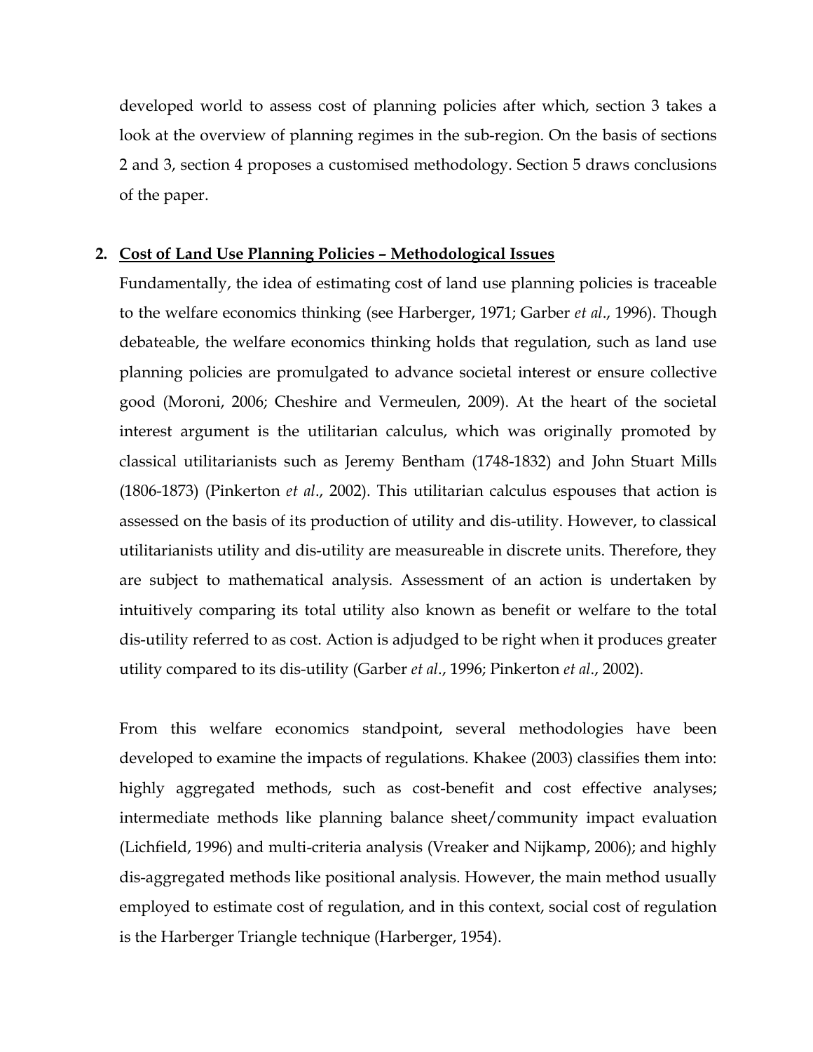developed world to assess cost of planning policies after which, section 3 takes a look at the overview of planning regimes in the sub-region. On the basis of sections 2 and 3, section 4 proposes a customised methodology. Section 5 draws conclusions of the paper.

## 2. Cost of Land Use Planning Policies – Methodological Issues

Fundamentally, the idea of estimating cost of land use planning policies is traceable to the welfare economics thinking (see Harberger, 1971; Garber *et al*., 1996). Though debateable, the welfare economics thinking holds that regulation, such as land use planning policies are promulgated to advance societal interest or ensure collective good (Moroni, 2006; Cheshire and Vermeulen, 2009). At the heart of the societal interest argument is the utilitarian calculus, which was originally promoted by classical utilitarianists such as Jeremy Bentham (1748-1832) and John Stuart Mills (1806-1873) (Pinkerton *et al*., 2002). This utilitarian calculus espouses that action is assessed on the basis of its production of utility and dis-utility. However, to classical utilitarianists utility and dis-utility are measureable in discrete units. Therefore, they are subject to mathematical analysis. Assessment of an action is undertaken by intuitively comparing its total utility also known as benefit or welfare to the total dis-utility referred to as cost. Action is adjudged to be right when it produces greater utility compared to its dis-utility (Garber *et al*., 1996; Pinkerton *et al*., 2002).

From this welfare economics standpoint, several methodologies have been developed to examine the impacts of regulations. Khakee (2003) classifies them into: highly aggregated methods, such as cost-benefit and cost effective analyses; intermediate methods like planning balance sheet/community impact evaluation (Lichfield, 1996) and multi-criteria analysis (Vreaker and Nijkamp, 2006); and highly dis-aggregated methods like positional analysis. However, the main method usually employed to estimate cost of regulation, and in this context, social cost of regulation is the Harberger Triangle technique (Harberger, 1954).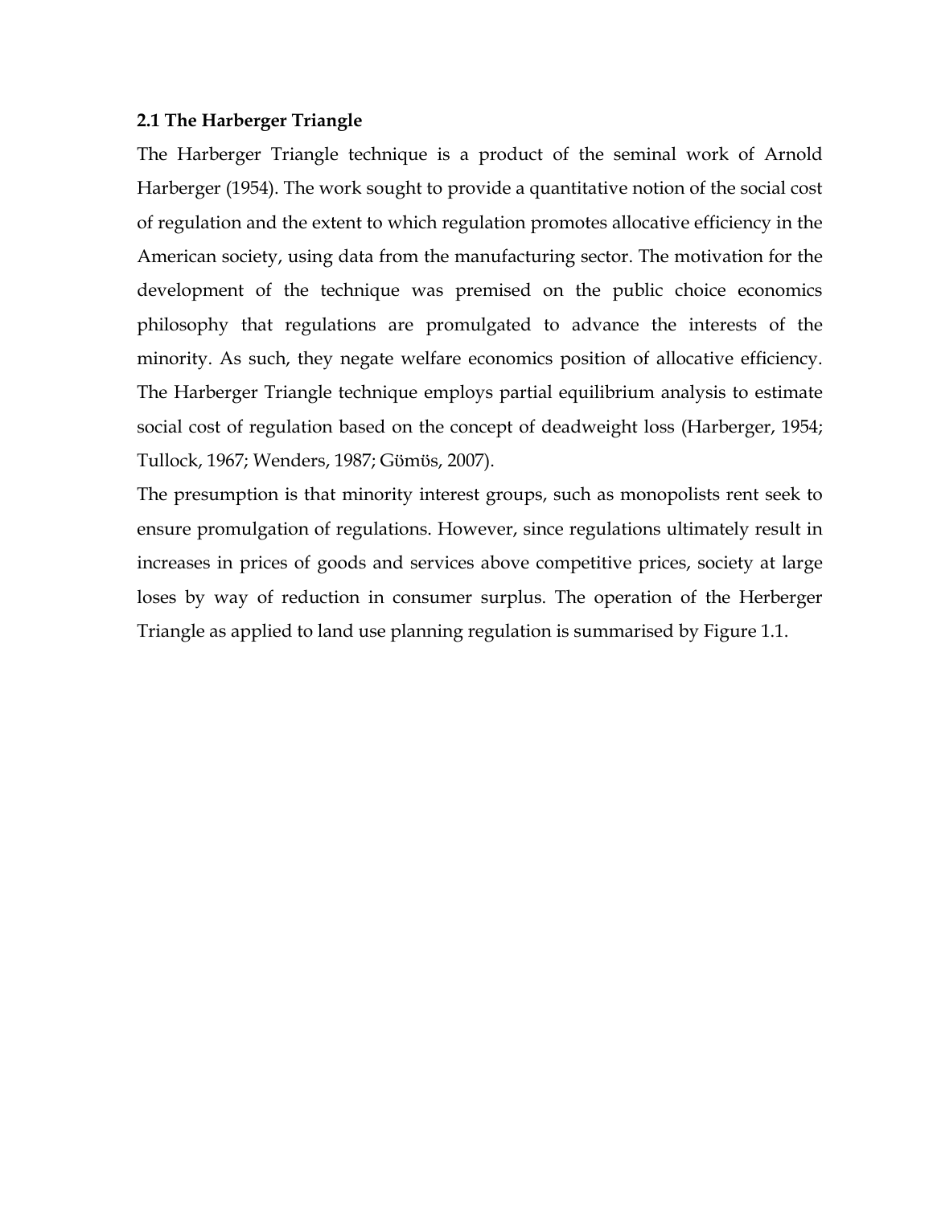**2.1 The Harberger Triangle**

The Harberger Triangle technique is a product of the seminal work of Arnold Harberger (1954). The work sought to provide a quantitative notion of the social cost of regulation and the extent to which regulation promotes allocative efficiency in the American society, using data from the manufacturing sector. The motivation for the development of the technique was premised on the public choice economics philosophy that regulations are promulgated to advance the interests of the minority. As such, they negate welfare economics position of allocative efficiency. The Harberger Triangle technique employs partial equilibrium analysis to estimate social cost of regulation based on the concept of deadweight loss (Harberger, 1954; Tullock, 1967; Wenders, 1987; Gümüs, 2007).

The presumption is that minority interest groups, such as monopolists rent seek to ensure promulgation of regulations. However, since regulations ultimately result in increases in prices of goods and services above competitive prices, society at large loses by way of reduction in consumer surplus. The operation of the Herberger Triangle as applied to land use planning regulation is summarised by Figure 1.1.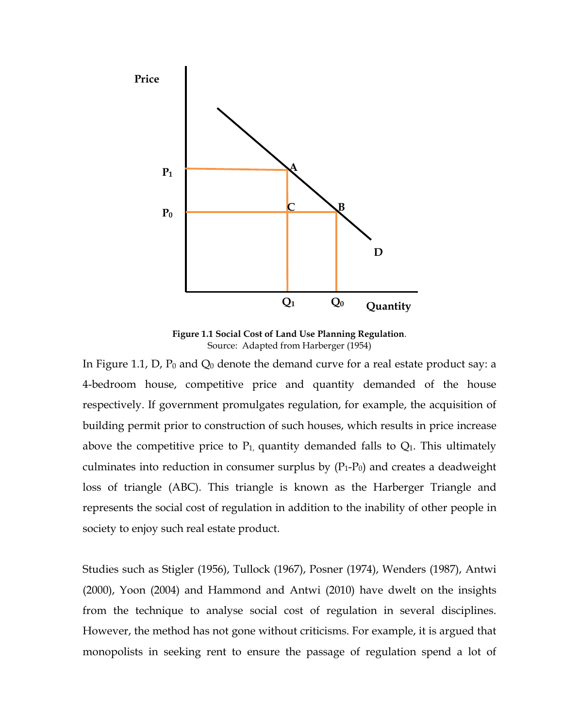**Figure 1.1 Social Cost of Land Use Planning Regulation**.
Source: Adapted from Harberger (1954)

In Figure 1.1, D, $P_0$ and $Q_0$ denote the demand curve for a real estate product say: a 4-bedroom house, competitive price and quantity demanded of the house respectively. If government promulgates regulation, for example, the acquisition of building permit prior to construction of such houses, which results in price increase above the competitive price to $P_1$, quantity demanded falls to $Q_1$. This ultimately culminates into reduction in consumer surplus by ($P_1$-$P_0$) and creates a deadweight loss of triangle (ABC). This triangle is known as the Harberger Triangle and represents the social cost of regulation in addition to the inability of other people in society to enjoy such real estate product.

Studies such as Stigler (1956), Tullock (1967), Posner (1974), Wenders (1987), Antwi (2000), Yoon (2004) and Hammond and Antwi (2010) have dwelt on the insights from the technique to analyse social cost of regulation in several disciplines. However, the method has not gone without criticisms. For example, it is argued that monopolists in seeking rent to ensure the passage of regulation spend a lot of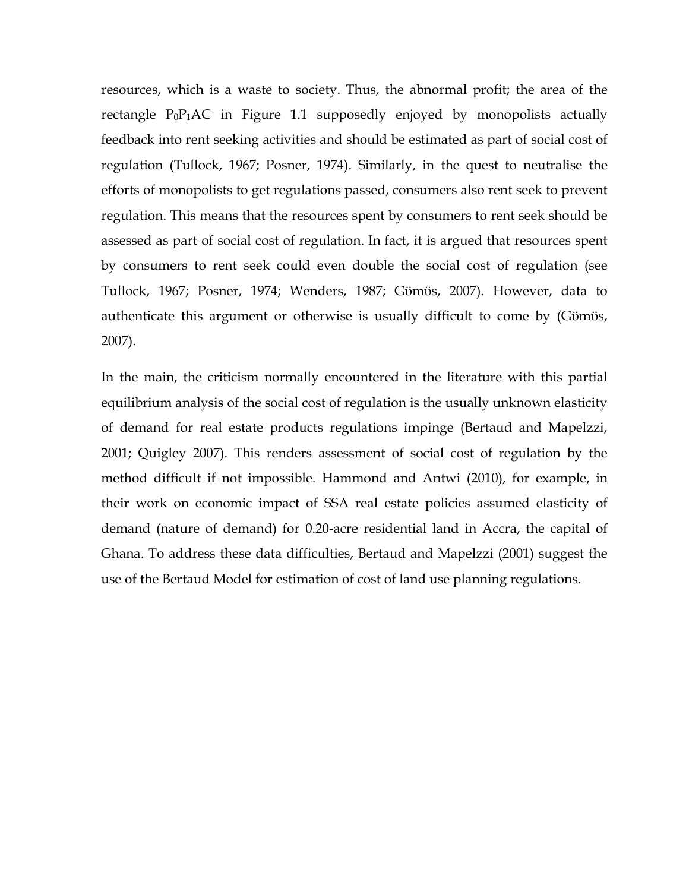resources, which is a waste to society. Thus, the abnormal profit; the area of the rectangle $P_0P_1AC$ in Figure 1.1 supposedly enjoyed by monopolists actually feedback into rent seeking activities and should be estimated as part of social cost of regulation (Tullock, 1967; Posner, 1974). Similarly, in the quest to neutralise the efforts of monopolists to get regulations passed, consumers also rent seek to prevent regulation. This means that the resources spent by consumers to rent seek should be assessed as part of social cost of regulation. In fact, it is argued that resources spent by consumers to rent seek could even double the social cost of regulation (see Tullock, 1967; Posner, 1974; Wenders, 1987; Gümüs, 2007). However, data to authenticate this argument or otherwise is usually difficult to come by (Gümüs, 2007).

In the main, the criticism normally encountered in the literature with this partial equilibrium analysis of the social cost of regulation is the usually unknown elasticity of demand for real estate products regulations impinge (Bertaud and Mapelzzi, 2001; Quigley 2007). This renders assessment of social cost of regulation by the method difficult if not impossible. Hammond and Antwi (2010), for example, in their work on economic impact of SSA real estate policies assumed elasticity of demand (nature of demand) for 0.20-acre residential land in Accra, the capital of Ghana. To address these data difficulties, Bertaud and Mapelzzi (2001) suggest the use of the Bertaud Model for estimation of cost of land use planning regulations.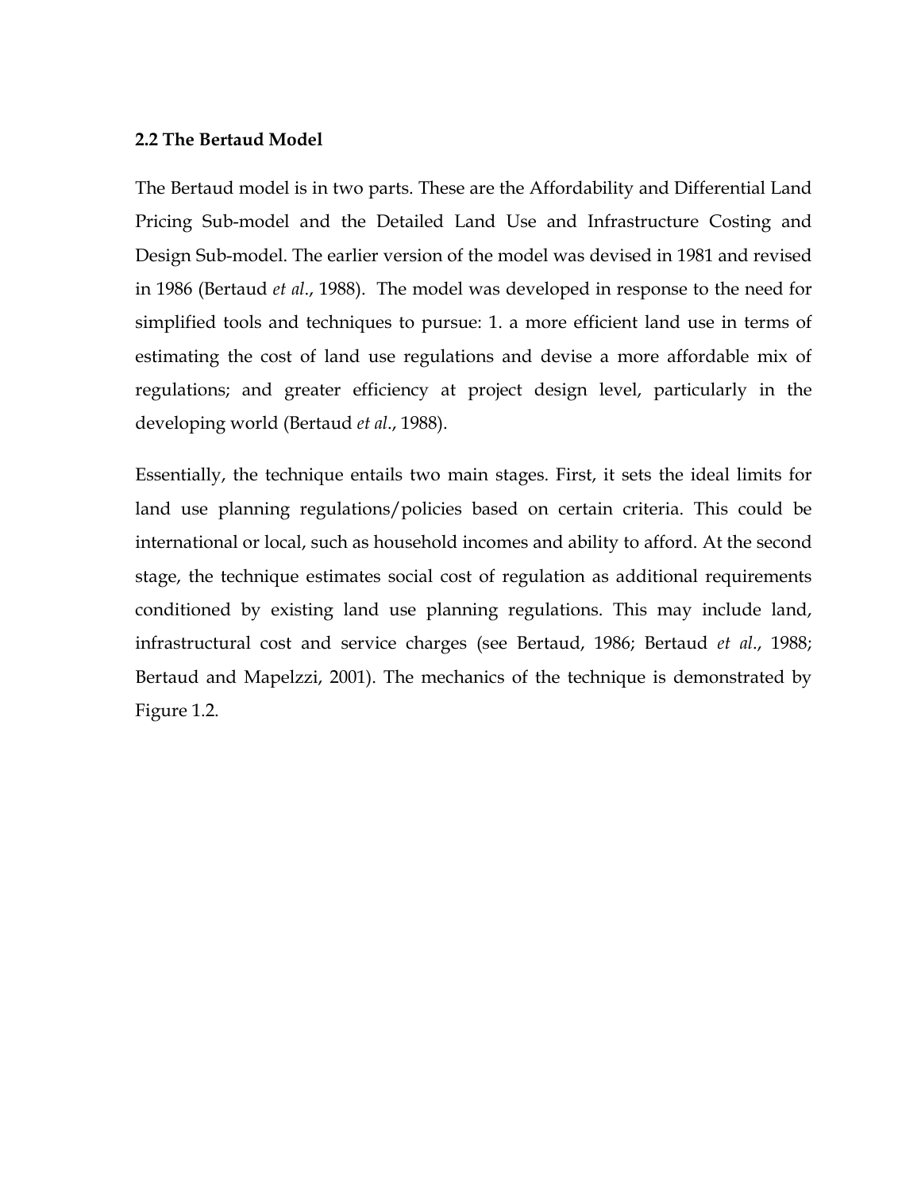**2.2 The Bertaud Model**

The Bertaud model is in two parts. These are the Affordability and Differential Land Pricing Sub-model and the Detailed Land Use and Infrastructure Costing and Design Sub-model. The earlier version of the model was devised in 1981 and revised in 1986 (Bertaud *et al*., 1988). The model was developed in response to the need for simplified tools and techniques to pursue: 1. a more efficient land use in terms of estimating the cost of land use regulations and devise a more affordable mix of regulations; and greater efficiency at project design level, particularly in the developing world (Bertaud *et al*., 1988).

Essentially, the technique entails two main stages. First, it sets the ideal limits for land use planning regulations/policies based on certain criteria. This could be international or local, such as household incomes and ability to afford. At the second stage, the technique estimates social cost of regulation as additional requirements conditioned by existing land use planning regulations. This may include land, infrastructural cost and service charges (see Bertaud, 1986; Bertaud *et al*., 1988; Bertaud and Mapelzzi, 2001). The mechanics of the technique is demonstrated by Figure 1.2.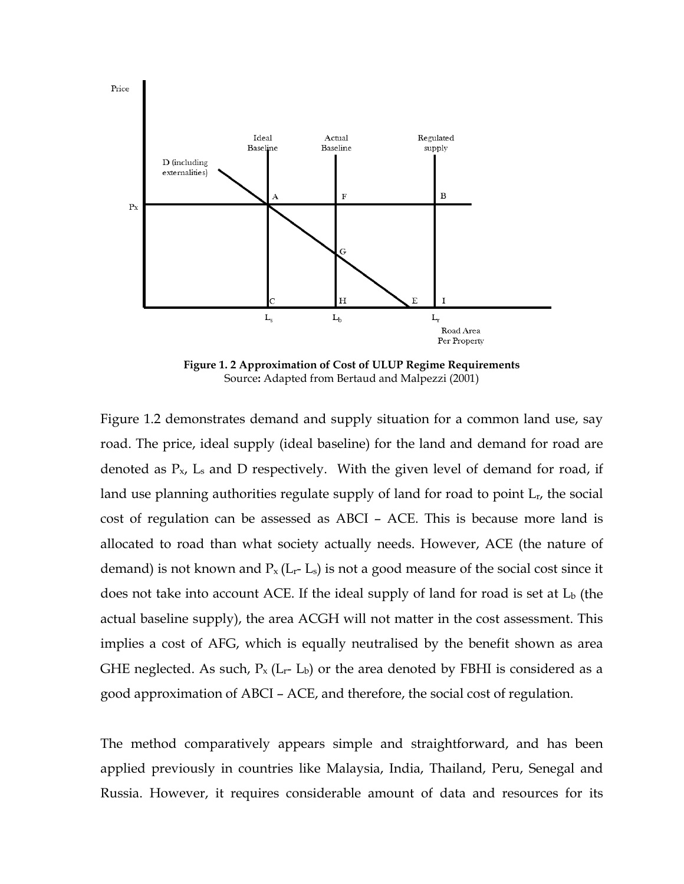Figure 1. 2 Approximation of Cost of ULUP Regime Requirements
Source: Adapted from Bertaud and Malpezzi (2001)

Figure 1.2 demonstrates demand and supply situation for a common land use, say road. The price, ideal supply (ideal baseline) for the land and demand for road are denoted as $P_x$, $L_s$ and D respectively. With the given level of demand for road, if land use planning authorities regulate supply of land for road to point $L_r$, the social cost of regulation can be assessed as ABCI – ACE. This is because more land is allocated to road than what society actually needs. However, ACE (the nature of demand) is not known and $P_x$ ($L_r$- $L_s$) is not a good measure of the social cost since it does not take into account ACE. If the ideal supply of land for road is set at $L_b$ (the actual baseline supply), the area ACGH will not matter in the cost assessment. This implies a cost of AFG, which is equally neutralised by the benefit shown as area GHE neglected. As such, $P_x$ ($L_r$- $L_b$) or the area denoted by FBHI is considered as a good approximation of ABCI – ACE, and therefore, the social cost of regulation.

The method comparatively appears simple and straightforward, and has been applied previously in countries like Malaysia, India, Thailand, Peru, Senegal and Russia. However, it requires considerable amount of data and resources for its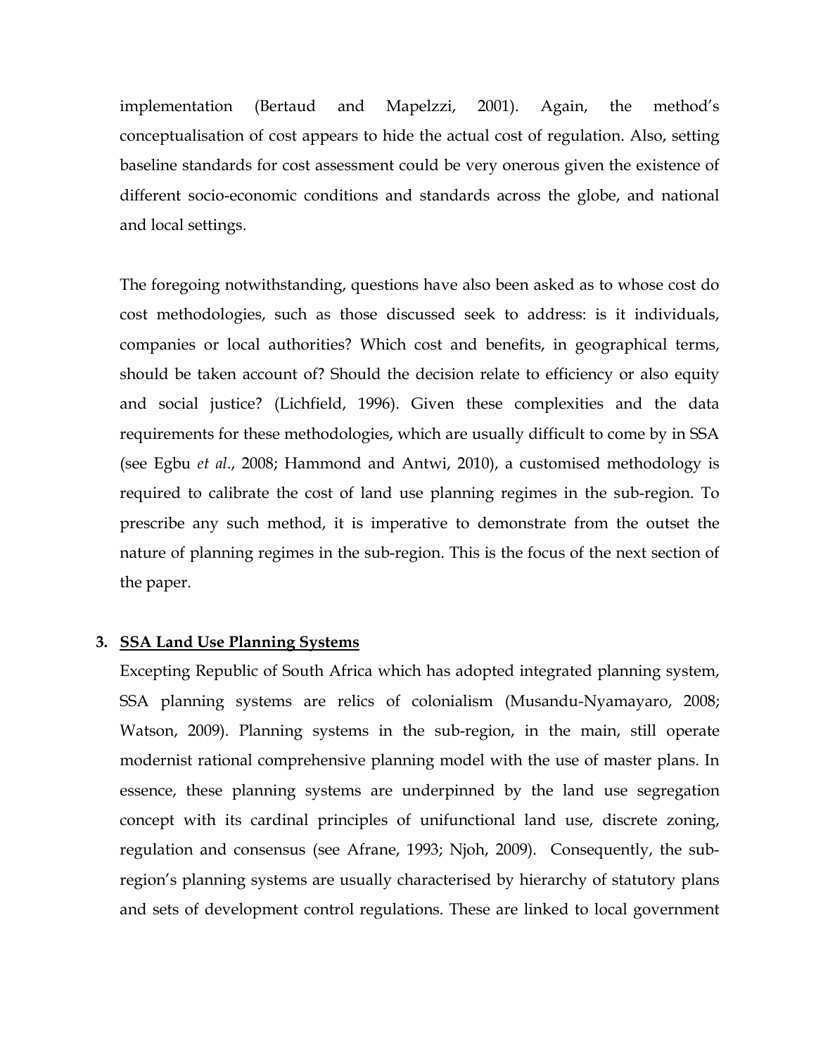implementation (Bertaud and Mapelzzi, 2001). Again, the method's conceptualisation of cost appears to hide the actual cost of regulation. Also, setting baseline standards for cost assessment could be very onerous given the existence of different socio-economic conditions and standards across the globe, and national and local settings.

The foregoing notwithstanding, questions have also been asked as to whose cost do cost methodologies, such as those discussed seek to address: is it individuals, companies or local authorities? Which cost and benefits, in geographical terms, should be taken account of? Should the decision relate to efficiency or also equity and social justice? (Lichfield, 1996). Given these complexities and the data requirements for these methodologies, which are usually difficult to come by in SSA (see Egbu *et al*., 2008; Hammond and Antwi, 2010), a customised methodology is required to calibrate the cost of land use planning regimes in the sub-region. To prescribe any such method, it is imperative to demonstrate from the outset the nature of planning regimes in the sub-region. This is the focus of the next section of the paper.

## 3. SSA Land Use Planning Systems

Excepting Republic of South Africa which has adopted integrated planning system, SSA planning systems are relics of colonialism (Musandu-Nyamayaro, 2008; Watson, 2009). Planning systems in the sub-region, in the main, still operate modernist rational comprehensive planning model with the use of master plans. In essence, these planning systems are underpinned by the land use segregation concept with its cardinal principles of unifunctional land use, discrete zoning, regulation and consensus (see Afrane, 1993; Njoh, 2009). Consequently, the sub-region's planning systems are usually characterised by hierarchy of statutory plans and sets of development control regulations. These are linked to local government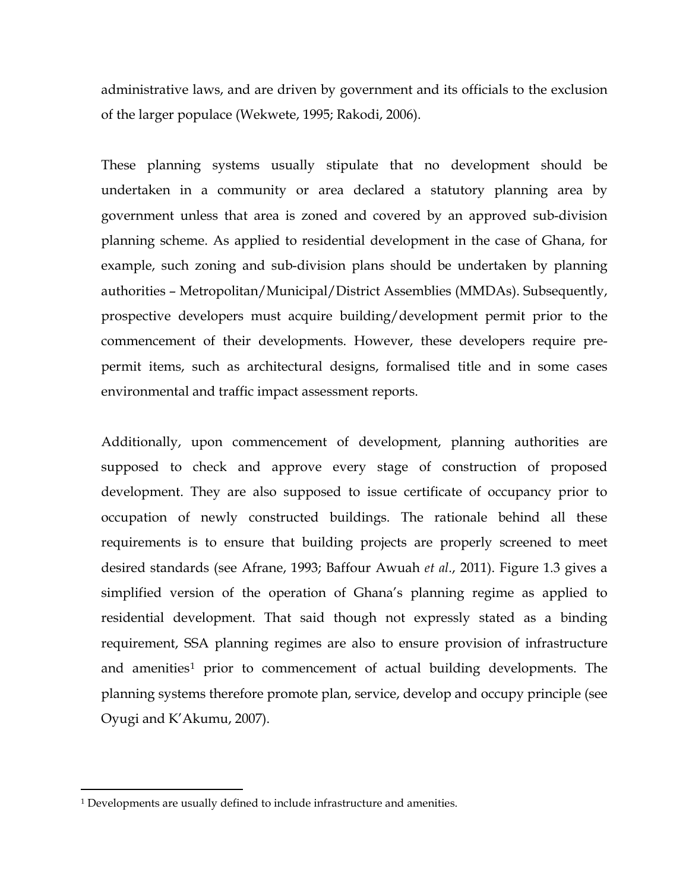administrative laws, and are driven by government and its officials to the exclusion of the larger populace (Wekwete, 1995; Rakodi, 2006).

These planning systems usually stipulate that no development should be undertaken in a community or area declared a statutory planning area by government unless that area is zoned and covered by an approved sub-division planning scheme. As applied to residential development in the case of Ghana, for example, such zoning and sub-division plans should be undertaken by planning authorities – Metropolitan/Municipal/District Assemblies (MMDAs). Subsequently, prospective developers must acquire building/development permit prior to the commencement of their developments. However, these developers require pre-permit items, such as architectural designs, formalised title and in some cases environmental and traffic impact assessment reports.

Additionally, upon commencement of development, planning authorities are supposed to check and approve every stage of construction of proposed development. They are also supposed to issue certificate of occupancy prior to occupation of newly constructed buildings. The rationale behind all these requirements is to ensure that building projects are properly screened to meet desired standards (see Afrane, 1993; Baffour Awuah *et al*., 2011). Figure 1.3 gives a simplified version of the operation of Ghana's planning regime as applied to residential development. That said though not expressly stated as a binding requirement, SSA planning regimes are also to ensure provision of infrastructure and amenities[1] prior to commencement of actual building developments. The planning systems therefore promote plan, service, develop and occupy principle (see Oyugi and K'Akumu, 2007).

[1] Developments are usually defined to include infrastructure and amenities.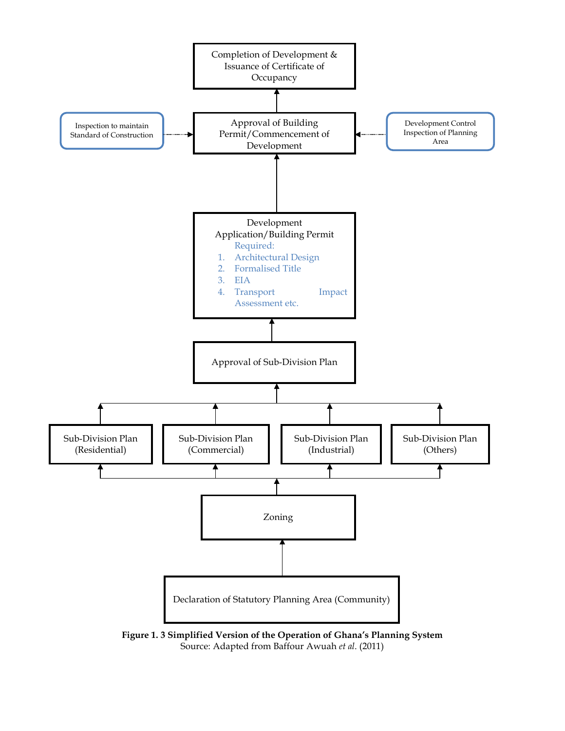Completion of Development & Issuance of Certificate of Occupancy

Inspection to maintain Standard of Construction

Approval of Building Permit/Commencement of Development

Development Control Inspection of Planning Area

Development Application/Building Permit

Required:

1. Architectural Design
2. Formalised Title
3. EIA
4. Transport Impact Assessment etc.

Approval of Sub-Division Plan

Sub-Division Plan (Residential)

Sub-Division Plan (Commercial)

Sub-Division Plan (Industrial)

Sub-Division Plan (Others)

Zoning

Declaration of Statutory Planning Area (Community)

**Figure 1. 3 Simplified Version of the Operation of Ghana's Planning System**
Source: Adapted from Baffour Awuah *et al*. (2011)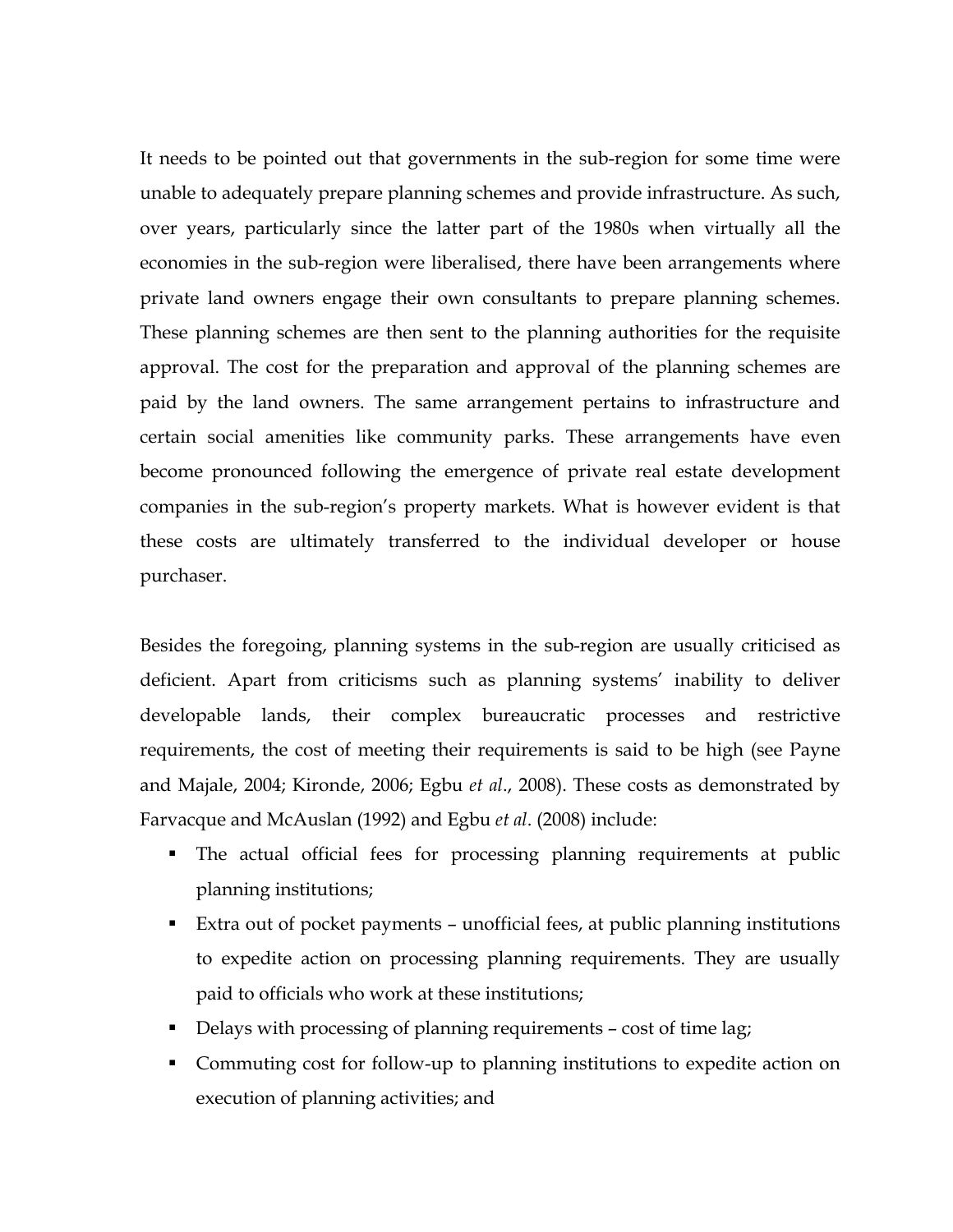It needs to be pointed out that governments in the sub-region for some time were unable to adequately prepare planning schemes and provide infrastructure. As such, over years, particularly since the latter part of the 1980s when virtually all the economies in the sub-region were liberalised, there have been arrangements where private land owners engage their own consultants to prepare planning schemes. These planning schemes are then sent to the planning authorities for the requisite approval. The cost for the preparation and approval of the planning schemes are paid by the land owners. The same arrangement pertains to infrastructure and certain social amenities like community parks. These arrangements have even become pronounced following the emergence of private real estate development companies in the sub-region's property markets. What is however evident is that these costs are ultimately transferred to the individual developer or house purchaser.

Besides the foregoing, planning systems in the sub-region are usually criticised as deficient. Apart from criticisms such as planning systems' inability to deliver developable lands, their complex bureaucratic processes and restrictive requirements, the cost of meeting their requirements is said to be high (see Payne and Majale, 2004; Kironde, 2006; Egbu *et al*., 2008). These costs as demonstrated by Farvacque and McAuslan (1992) and Egbu *et al*. (2008) include:

- The actual official fees for processing planning requirements at public planning institutions;
- Extra out of pocket payments – unofficial fees, at public planning institutions to expedite action on processing planning requirements. They are usually paid to officials who work at these institutions;
- Delays with processing of planning requirements – cost of time lag;
- Commuting cost for follow-up to planning institutions to expedite action on execution of planning activities; and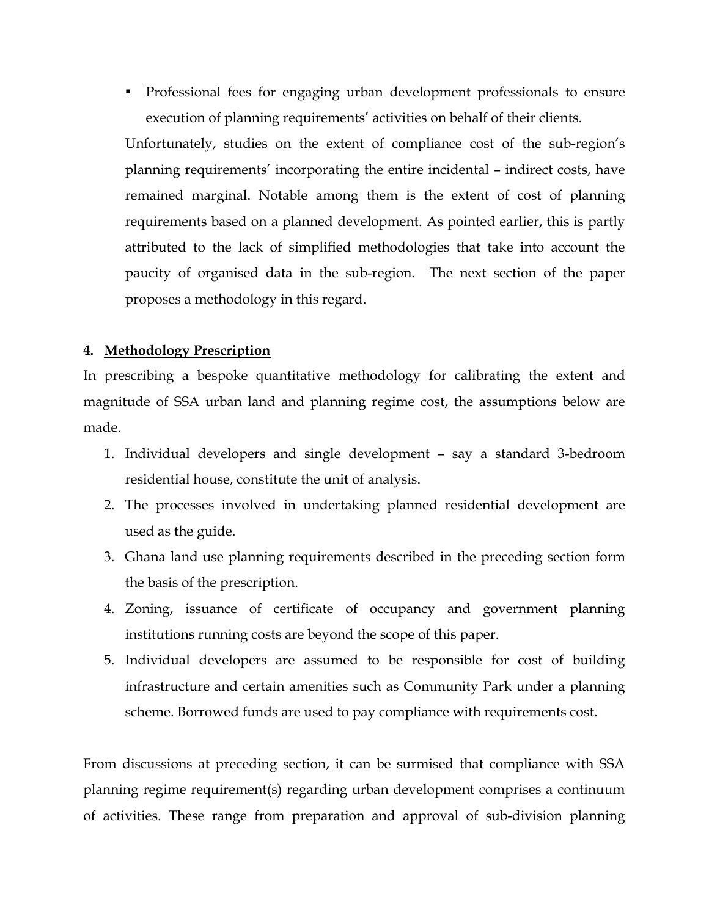- Professional fees for engaging urban development professionals to ensure execution of planning requirements' activities on behalf of their clients.

Unfortunately, studies on the extent of compliance cost of the sub-region's planning requirements' incorporating the entire incidental – indirect costs, have remained marginal. Notable among them is the extent of cost of planning requirements based on a planned development. As pointed earlier, this is partly attributed to the lack of simplified methodologies that take into account the paucity of organised data in the sub-region. The next section of the paper proposes a methodology in this regard.

## 4. Methodology Prescription

In prescribing a bespoke quantitative methodology for calibrating the extent and magnitude of SSA urban land and planning regime cost, the assumptions below are made.

1. Individual developers and single development – say a standard 3-bedroom residential house, constitute the unit of analysis.
2. The processes involved in undertaking planned residential development are used as the guide.
3. Ghana land use planning requirements described in the preceding section form the basis of the prescription.
4. Zoning, issuance of certificate of occupancy and government planning institutions running costs are beyond the scope of this paper.
5. Individual developers are assumed to be responsible for cost of building infrastructure and certain amenities such as Community Park under a planning scheme. Borrowed funds are used to pay compliance with requirements cost.

From discussions at preceding section, it can be surmised that compliance with SSA planning regime requirement(s) regarding urban development comprises a continuum of activities. These range from preparation and approval of sub-division planning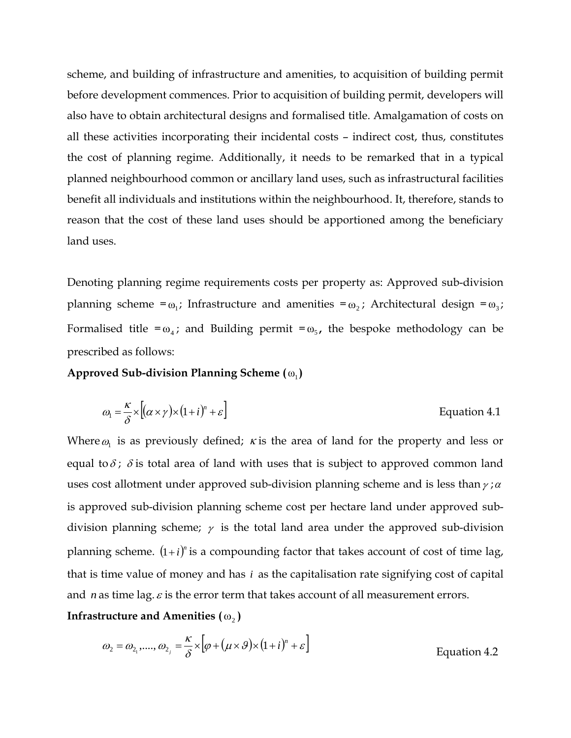scheme, and building of infrastructure and amenities, to acquisition of building permit before development commences. Prior to acquisition of building permit, developers will also have to obtain architectural designs and formalised title. Amalgamation of costs on all these activities incorporating their incidental costs – indirect cost, thus, constitutes the cost of planning regime. Additionally, it needs to be remarked that in a typical planned neighbourhood common or ancillary land uses, such as infrastructural facilities benefit all individuals and institutions within the neighbourhood. It, therefore, stands to reason that the cost of these land uses should be apportioned among the beneficiary land uses.

Denoting planning regime requirements costs per property as: Approved sub-division planning scheme $=\omega_1$; Infrastructure and amenities $=\omega_2$; Architectural design $=\omega_3$; Formalised title $=\omega_4$; and Building permit $=\omega_5$, the bespoke methodology can be prescribed as follows:

**Approved Sub-division Planning Scheme ($\omega_1$)**

$$\omega_1 = \frac{\kappa}{\delta} \times \left[ (\alpha \times \gamma) \times (1+i)^n + \varepsilon \right] \qquad \text{Equation 4.1}$$

Where $\omega_1$ is as previously defined; $\kappa$ is the area of land for the property and less or equal to $\delta$; $\delta$ is total area of land with uses that is subject to approved common land uses cost allotment under approved sub-division planning scheme and is less than $\gamma$; $\alpha$ is approved sub-division planning scheme cost per hectare land under approved sub-division planning scheme; $\gamma$ is the total land area under the approved sub-division planning scheme. $(1+i)^n$ is a compounding factor that takes account of cost of time lag, that is time value of money and has $i$ as the capitalisation rate signifying cost of capital and $n$ as time lag. $\varepsilon$ is the error term that takes account of all measurement errors.

**Infrastructure and Amenities ($\omega_2$)**

$$\omega_2 = \omega_{2_1}, \ldots, \omega_{2_j} = \frac{\kappa}{\delta} \times \left[ \varphi + (\mu \times \vartheta) \times (1+i)^n + \varepsilon \right] \qquad \text{Equation 4.2}$$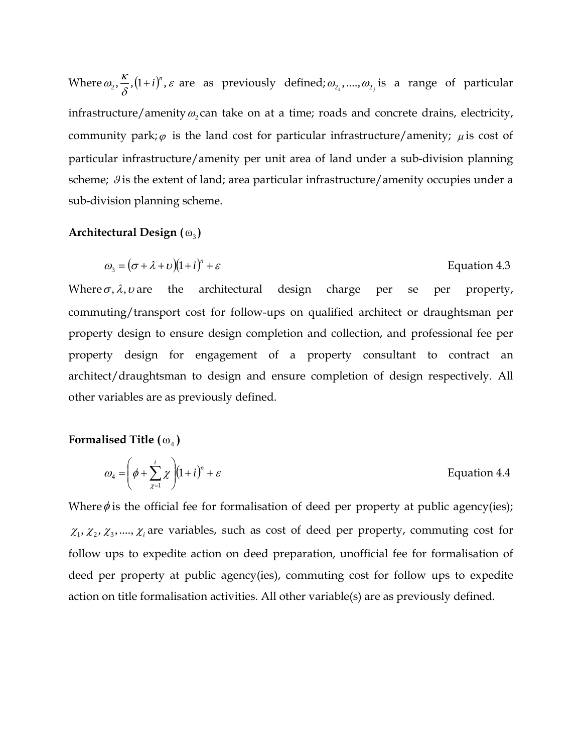Where $\omega_2, \frac{\kappa}{\delta}, (1+i)^n, \varepsilon$ are as previously defined; $\omega_{2_1}, ...., \omega_{2_j}$ is a range of particular infrastructure/amenity $\omega_2$ can take on at a time; roads and concrete drains, electricity, community park; $\varphi$ is the land cost for particular infrastructure/amenity; $\mu$ is cost of particular infrastructure/amenity per unit area of land under a sub-division planning scheme; $\vartheta$ is the extent of land; area particular infrastructure/amenity occupies under a sub-division planning scheme.

**Architectural Design ($\omega_3$)**

$$\omega_3 = (\sigma + \lambda + \upsilon)(1+i)^n + \varepsilon \qquad \text{Equation 4.3}$$

Where $\sigma, \lambda, \upsilon$ are the architectural design charge per se per property, commuting/transport cost for follow-ups on qualified architect or draughtsman per property design to ensure design completion and collection, and professional fee per property design for engagement of a property consultant to contract an architect/draughtsman to design and ensure completion of design respectively. All other variables are as previously defined.

**Formalised Title ($\omega_4$)**

$$\omega_4 = \left(\phi + \sum_{\chi=1}^{i} \chi\right)(1+i)^n + \varepsilon \qquad \text{Equation 4.4}$$

Where $\phi$ is the official fee for formalisation of deed per property at public agency(ies); $\chi_1, \chi_2, \chi_3, ...., \chi_i$ are variables, such as cost of deed per property, commuting cost for follow ups to expedite action on deed preparation, unofficial fee for formalisation of deed per property at public agency(ies), commuting cost for follow ups to expedite action on title formalisation activities. All other variable(s) are as previously defined.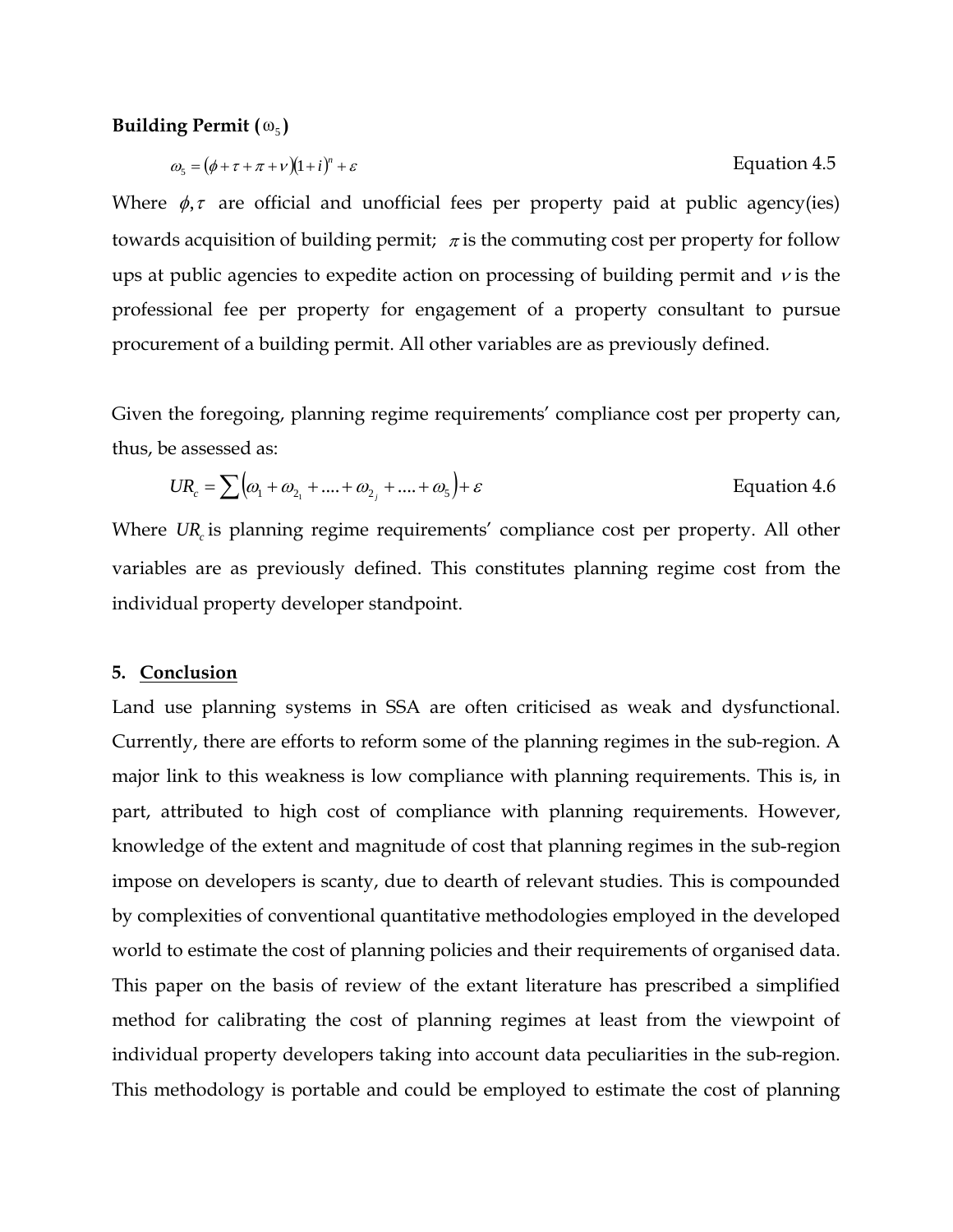**Building Permit ($\omega_5$)**

$$\omega_5 = (\phi + \tau + \pi + \nu)(1+i)^n + \varepsilon \qquad \text{Equation 4.5}$$

Where $\phi, \tau$ are official and unofficial fees per property paid at public agency(ies) towards acquisition of building permit; $\pi$ is the commuting cost per property for follow ups at public agencies to expedite action on processing of building permit and $\nu$ is the professional fee per property for engagement of a property consultant to pursue procurement of a building permit. All other variables are as previously defined.

Given the foregoing, planning regime requirements' compliance cost per property can, thus, be assessed as:

$$UR_c = \sum\left(\omega_1 + \omega_{2_1} + .... + \omega_{2_j} + .... + \omega_5\right) + \varepsilon \qquad \text{Equation 4.6}$$

Where $UR_c$ is planning regime requirements' compliance cost per property. All other variables are as previously defined. This constitutes planning regime cost from the individual property developer standpoint.

## 5. Conclusion

Land use planning systems in SSA are often criticised as weak and dysfunctional. Currently, there are efforts to reform some of the planning regimes in the sub-region. A major link to this weakness is low compliance with planning requirements. This is, in part, attributed to high cost of compliance with planning requirements. However, knowledge of the extent and magnitude of cost that planning regimes in the sub-region impose on developers is scanty, due to dearth of relevant studies. This is compounded by complexities of conventional quantitative methodologies employed in the developed world to estimate the cost of planning policies and their requirements of organised data. This paper on the basis of review of the extant literature has prescribed a simplified method for calibrating the cost of planning regimes at least from the viewpoint of individual property developers taking into account data peculiarities in the sub-region. This methodology is portable and could be employed to estimate the cost of planning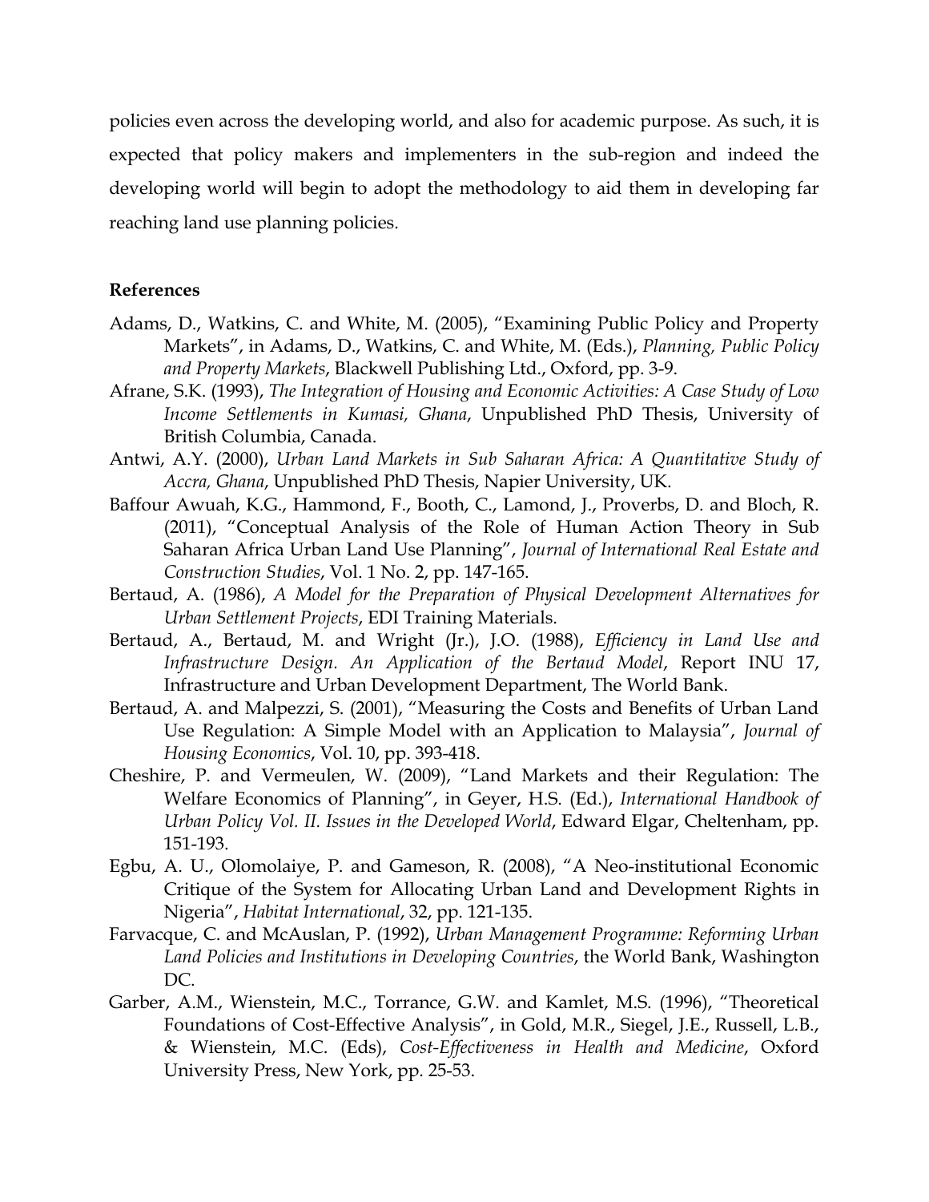policies even across the developing world, and also for academic purpose. As such, it is expected that policy makers and implementers in the sub-region and indeed the developing world will begin to adopt the methodology to aid them in developing far reaching land use planning policies.

**References**

Adams, D., Watkins, C. and White, M. (2005), "Examining Public Policy and Property Markets", in Adams, D., Watkins, C. and White, M. (Eds.), *Planning, Public Policy and Property Markets*, Blackwell Publishing Ltd., Oxford, pp. 3-9.

Afrane, S.K. (1993), *The Integration of Housing and Economic Activities: A Case Study of Low Income Settlements in Kumasi, Ghana*, Unpublished PhD Thesis, University of British Columbia, Canada.

Antwi, A.Y. (2000), *Urban Land Markets in Sub Saharan Africa: A Quantitative Study of Accra, Ghana*, Unpublished PhD Thesis, Napier University, UK.

Baffour Awuah, K.G., Hammond, F., Booth, C., Lamond, J., Proverbs, D. and Bloch, R. (2011), "Conceptual Analysis of the Role of Human Action Theory in Sub Saharan Africa Urban Land Use Planning", *Journal of International Real Estate and Construction Studies*, Vol. 1 No. 2, pp. 147-165.

Bertaud, A. (1986), *A Model for the Preparation of Physical Development Alternatives for Urban Settlement Projects*, EDI Training Materials.

Bertaud, A., Bertaud, M. and Wright (Jr.), J.O. (1988), *Efficiency in Land Use and Infrastructure Design. An Application of the Bertaud Model*, Report INU 17, Infrastructure and Urban Development Department, The World Bank.

Bertaud, A. and Malpezzi, S. (2001), "Measuring the Costs and Benefits of Urban Land Use Regulation: A Simple Model with an Application to Malaysia", *Journal of Housing Economics*, Vol. 10, pp. 393-418.

Cheshire, P. and Vermeulen, W. (2009), "Land Markets and their Regulation: The Welfare Economics of Planning", in Geyer, H.S. (Ed.), *International Handbook of Urban Policy Vol. II. Issues in the Developed World*, Edward Elgar, Cheltenham, pp. 151-193.

Egbu, A. U., Olomolaiye, P. and Gameson, R. (2008), "A Neo-institutional Economic Critique of the System for Allocating Urban Land and Development Rights in Nigeria", *Habitat International*, 32, pp. 121-135.

Farvacque, C. and McAuslan, P. (1992), *Urban Management Programme: Reforming Urban Land Policies and Institutions in Developing Countries*, the World Bank, Washington DC.

Garber, A.M., Wienstein, M.C., Torrance, G.W. and Kamlet, M.S. (1996), "Theoretical Foundations of Cost-Effective Analysis", in Gold, M.R., Siegel, J.E., Russell, L.B., & Wienstein, M.C. (Eds), *Cost-Effectiveness in Health and Medicine*, Oxford University Press, New York, pp. 25-53.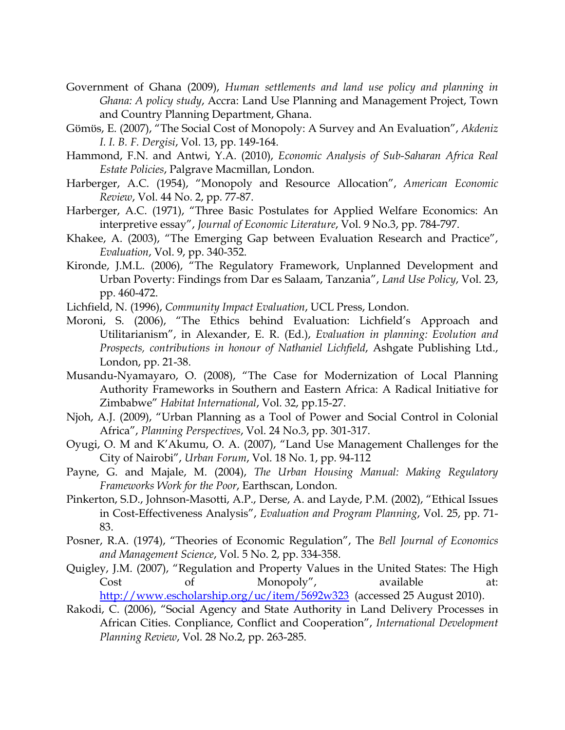Government of Ghana (2009), *Human settlements and land use policy and planning in Ghana: A policy study*, Accra: Land Use Planning and Management Project, Town and Country Planning Department, Ghana.

Gümüs, E. (2007), "The Social Cost of Monopoly: A Survey and An Evaluation", *Akdeniz I. I. B. F. Dergisi*, Vol. 13, pp. 149-164.

Hammond, F.N. and Antwi, Y.A. (2010), *Economic Analysis of Sub-Saharan Africa Real Estate Policies*, Palgrave Macmillan, London.

Harberger, A.C. (1954), "Monopoly and Resource Allocation", *American Economic Review*, Vol. 44 No. 2, pp. 77-87.

Harberger, A.C. (1971), "Three Basic Postulates for Applied Welfare Economics: An interpretive essay", *Journal of Economic Literature*, Vol. 9 No.3, pp. 784-797.

Khakee, A. (2003), "The Emerging Gap between Evaluation Research and Practice", *Evaluation*, Vol. 9, pp. 340-352.

Kironde, J.M.L. (2006), "The Regulatory Framework, Unplanned Development and Urban Poverty: Findings from Dar es Salaam, Tanzania", *Land Use Policy*, Vol. 23, pp. 460-472.

Lichfield, N. (1996), *Community Impact Evaluation*, UCL Press, London.

Moroni, S. (2006), "The Ethics behind Evaluation: Lichfield's Approach and Utilitarianism", in Alexander, E. R. (Ed.), *Evaluation in planning: Evolution and Prospects, contributions in honour of Nathaniel Lichfield*, Ashgate Publishing Ltd., London, pp. 21-38.

Musandu-Nyamayaro, O. (2008), "The Case for Modernization of Local Planning Authority Frameworks in Southern and Eastern Africa: A Radical Initiative for Zimbabwe" *Habitat International*, Vol. 32, pp.15-27.

Njoh, A.J. (2009), "Urban Planning as a Tool of Power and Social Control in Colonial Africa", *Planning Perspectives*, Vol. 24 No.3, pp. 301-317.

Oyugi, O. M and K'Akumu, O. A. (2007), "Land Use Management Challenges for the City of Nairobi", *Urban Forum*, Vol. 18 No. 1, pp. 94-112

Payne, G. and Majale, M. (2004), *The Urban Housing Manual: Making Regulatory Frameworks Work for the Poor*, Earthscan, London.

Pinkerton, S.D., Johnson-Masotti, A.P., Derse, A. and Layde, P.M. (2002), "Ethical Issues in Cost-Effectiveness Analysis", *Evaluation and Program Planning*, Vol. 25, pp. 71-83.

Posner, R.A. (1974), "Theories of Economic Regulation", The *Bell Journal of Economics and Management Science*, Vol. 5 No. 2, pp. 334-358.

Quigley, J.M. (2007), "Regulation and Property Values in the United States: The High Cost of Monopoly", available at: http://www.escholarship.org/uc/item/5692w323 (accessed 25 August 2010).

Rakodi, C. (2006), "Social Agency and State Authority in Land Delivery Processes in African Cities. Conpliance, Conflict and Cooperation", *International Development Planning Review*, Vol. 28 No.2, pp. 263-285.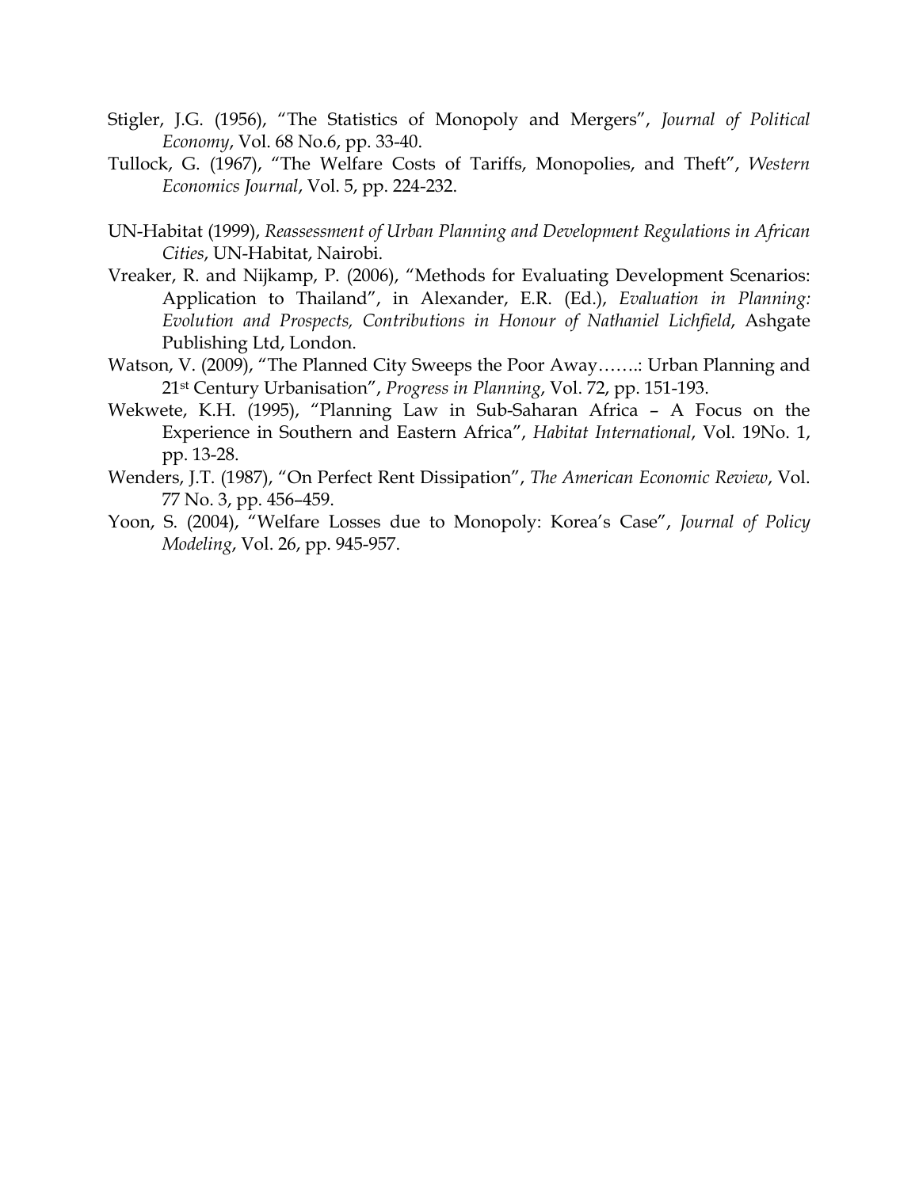Stigler, J.G. (1956), "The Statistics of Monopoly and Mergers", *Journal of Political Economy*, Vol. 68 No.6, pp. 33-40.

Tullock, G. (1967), "The Welfare Costs of Tariffs, Monopolies, and Theft", *Western Economics Journal*, Vol. 5, pp. 224-232.

UN-Habitat (1999), *Reassessment of Urban Planning and Development Regulations in African Cities*, UN-Habitat, Nairobi.

Vreaker, R. and Nijkamp, P. (2006), "Methods for Evaluating Development Scenarios: Application to Thailand", in Alexander, E.R. (Ed.), *Evaluation in Planning: Evolution and Prospects, Contributions in Honour of Nathaniel Lichfield*, Ashgate Publishing Ltd, London.

Watson, V. (2009), "The Planned City Sweeps the Poor Away…….: Urban Planning and 21st Century Urbanisation", *Progress in Planning*, Vol. 72, pp. 151-193.

Wekwete, K.H. (1995), "Planning Law in Sub-Saharan Africa – A Focus on the Experience in Southern and Eastern Africa", *Habitat International*, Vol. 19No. 1, pp. 13-28.

Wenders, J.T. (1987), "On Perfect Rent Dissipation", *The American Economic Review*, Vol. 77 No. 3, pp. 456–459.

Yoon, S. (2004), "Welfare Losses due to Monopoly: Korea's Case", *Journal of Policy Modeling*, Vol. 26, pp. 945-957.